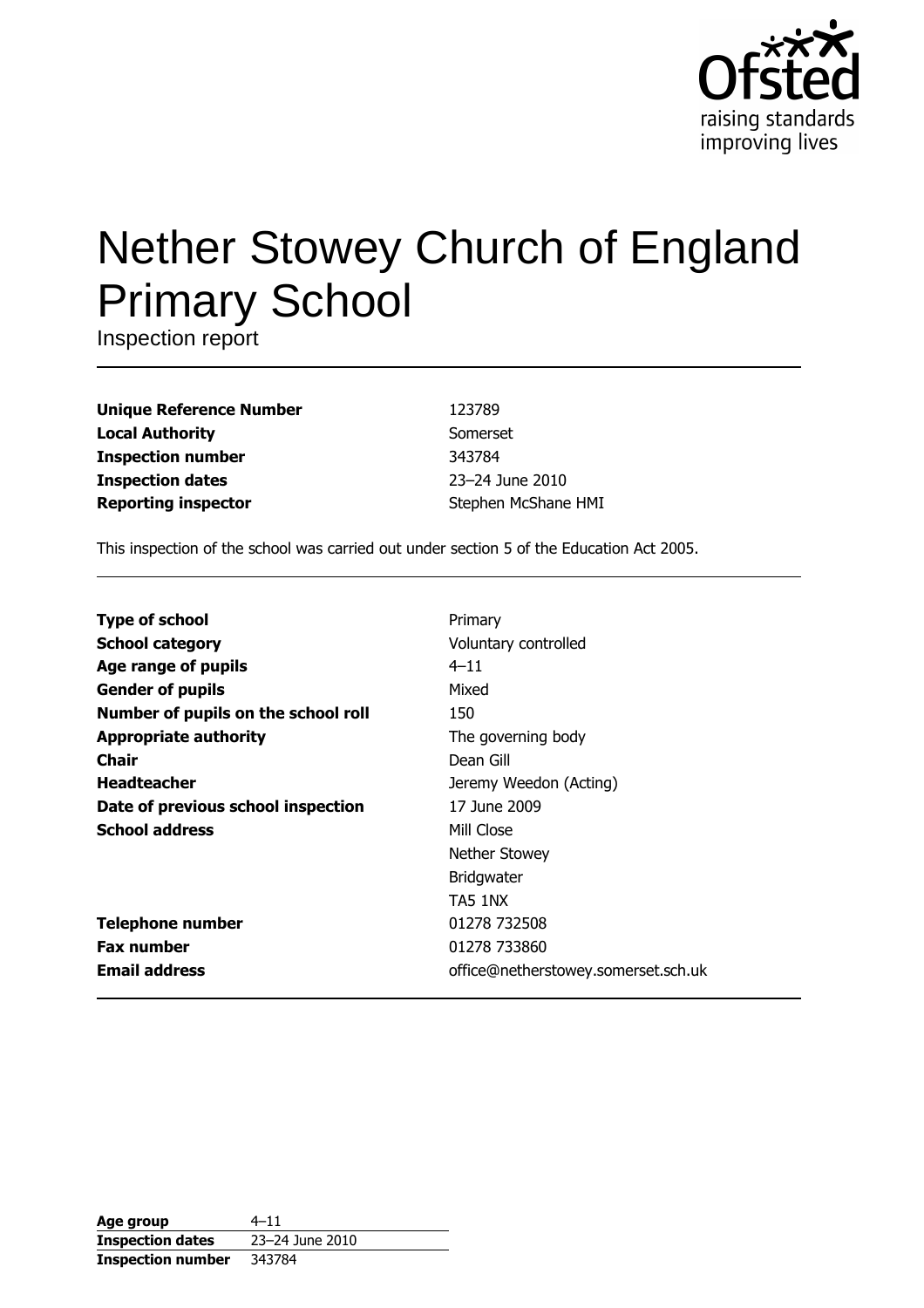Ofsted
raising standards
improving lives

# Nether Stowey Church of England Primary School

Inspection report

| | |
|---|---|
| **Unique Reference Number** | 123789 |
| **Local Authority** | Somerset |
| **Inspection number** | 343784 |
| **Inspection dates** | 23–24 June 2010 |
| **Reporting inspector** | Stephen McShane HMI |

This inspection of the school was carried out under section 5 of the Education Act 2005.

| | |
|---|---|
| **Type of school** | Primary |
| **School category** | Voluntary controlled |
| **Age range of pupils** | 4–11 |
| **Gender of pupils** | Mixed |
| **Number of pupils on the school roll** | 150 |
| **Appropriate authority** | The governing body |
| **Chair** | Dean Gill |
| **Headteacher** | Jeremy Weedon (Acting) |
| **Date of previous school inspection** | 17 June 2009 |
| **School address** | Mill Close<br>Nether Stowey<br>Bridgwater<br>TA5 1NX |
| **Telephone number** | 01278 732508 |
| **Fax number** | 01278 733860 |
| **Email address** | office@netherstowey.somerset.sch.uk |

| | |
|---|---|
| **Age group** | 4–11 |
| **Inspection dates** | 23–24 June 2010 |
| **Inspection number** | 343784 |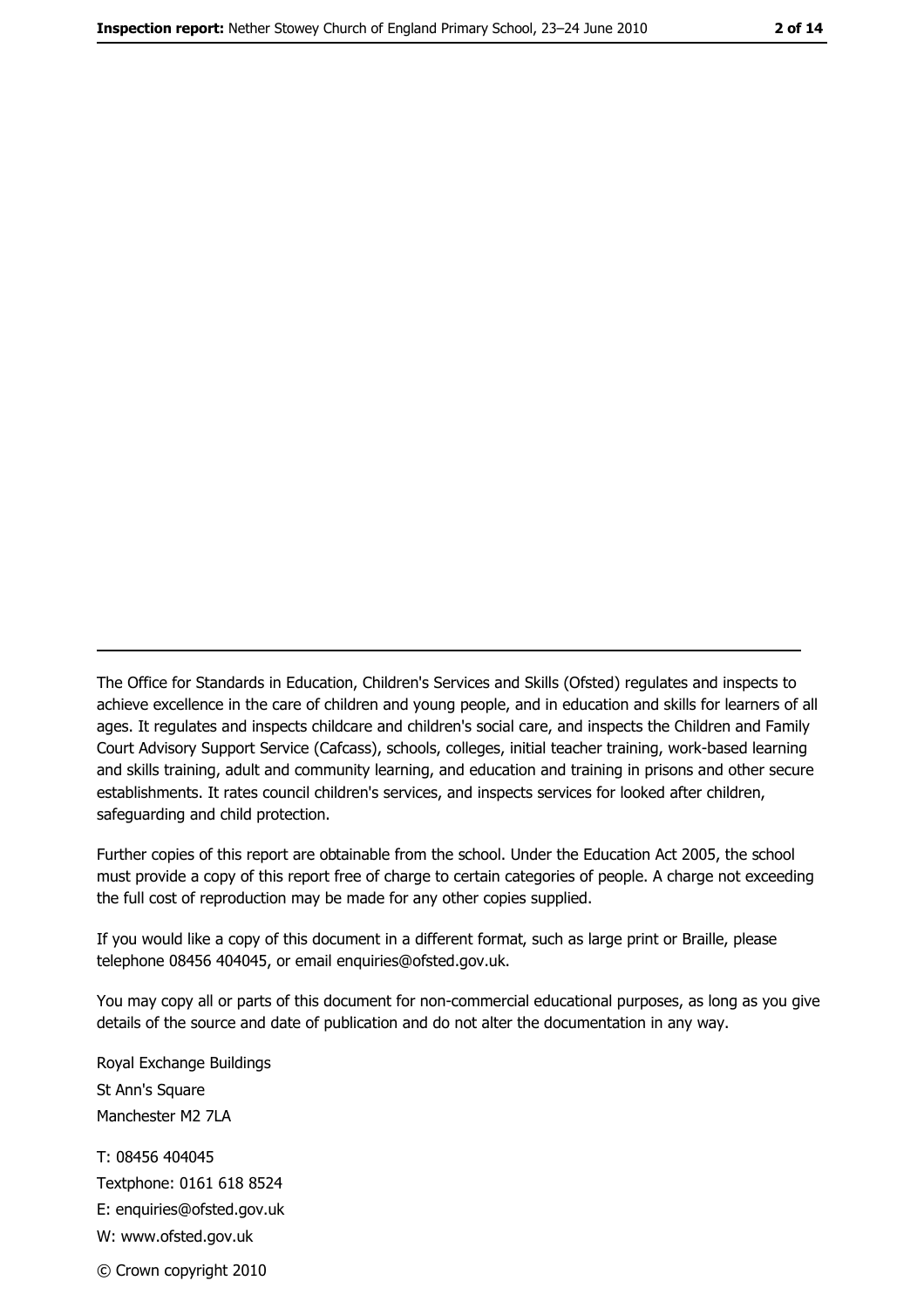The Office for Standards in Education, Children's Services and Skills (Ofsted) regulates and inspects to achieve excellence in the care of children and young people, and in education and skills for learners of all ages. It regulates and inspects childcare and children's social care, and inspects the Children and Family Court Advisory Support Service (Cafcass), schools, colleges, initial teacher training, work-based learning and skills training, adult and community learning, and education and training in prisons and other secure establishments. It rates council children's services, and inspects services for looked after children, safeguarding and child protection.

Further copies of this report are obtainable from the school. Under the Education Act 2005, the school must provide a copy of this report free of charge to certain categories of people. A charge not exceeding the full cost of reproduction may be made for any other copies supplied.

If you would like a copy of this document in a different format, such as large print or Braille, please telephone 08456 404045, or email enquiries@ofsted.gov.uk.

You may copy all or parts of this document for non-commercial educational purposes, as long as you give details of the source and date of publication and do not alter the documentation in any way.

Royal Exchange Buildings
St Ann's Square
Manchester M2 7LA

T: 08456 404045
Textphone: 0161 618 8524
E: enquiries@ofsted.gov.uk
W: www.ofsted.gov.uk

© Crown copyright 2010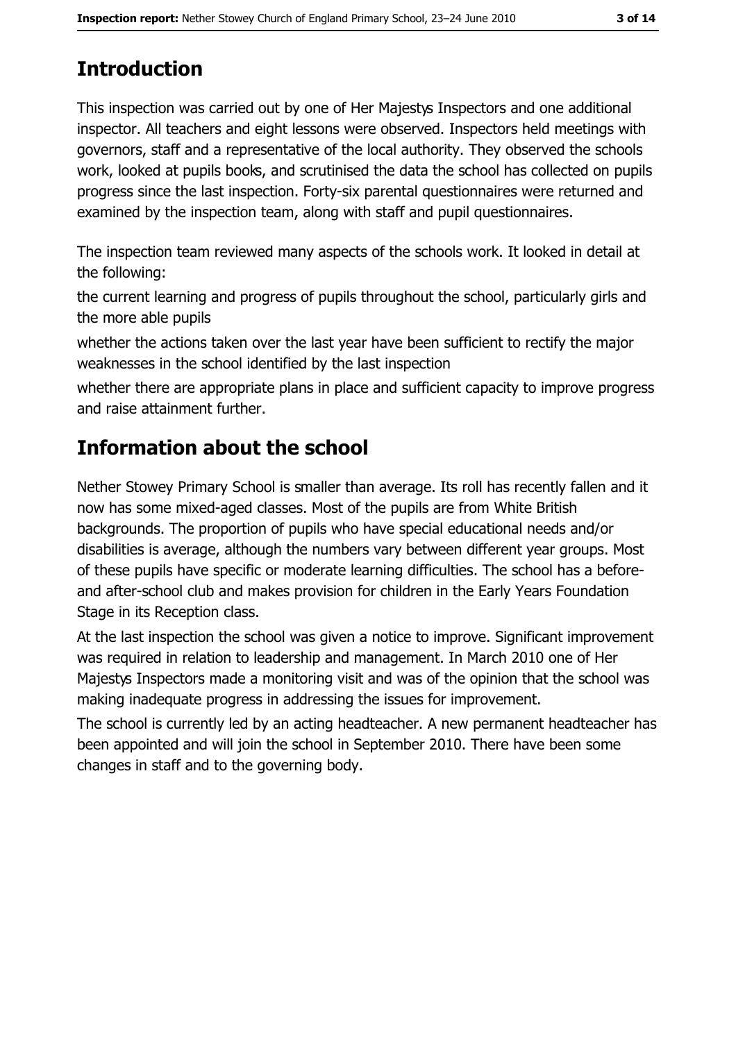## Introduction

This inspection was carried out by one of Her Majestys Inspectors and one additional inspector. All teachers and eight lessons were observed. Inspectors held meetings with governors, staff and a representative of the local authority. They observed the schools work, looked at pupils books, and scrutinised the data the school has collected on pupils progress since the last inspection. Forty-six parental questionnaires were returned and examined by the inspection team, along with staff and pupil questionnaires.

The inspection team reviewed many aspects of the schools work. It looked in detail at the following:

the current learning and progress of pupils throughout the school, particularly girls and the more able pupils

whether the actions taken over the last year have been sufficient to rectify the major weaknesses in the school identified by the last inspection

whether there are appropriate plans in place and sufficient capacity to improve progress and raise attainment further.

## Information about the school

Nether Stowey Primary School is smaller than average. Its roll has recently fallen and it now has some mixed-aged classes. Most of the pupils are from White British backgrounds. The proportion of pupils who have special educational needs and/or disabilities is average, although the numbers vary between different year groups. Most of these pupils have specific or moderate learning difficulties. The school has a before- and after-school club and makes provision for children in the Early Years Foundation Stage in its Reception class.

At the last inspection the school was given a notice to improve. Significant improvement was required in relation to leadership and management. In March 2010 one of Her Majestys Inspectors made a monitoring visit and was of the opinion that the school was making inadequate progress in addressing the issues for improvement.

The school is currently led by an acting headteacher. A new permanent headteacher has been appointed and will join the school in September 2010. There have been some changes in staff and to the governing body.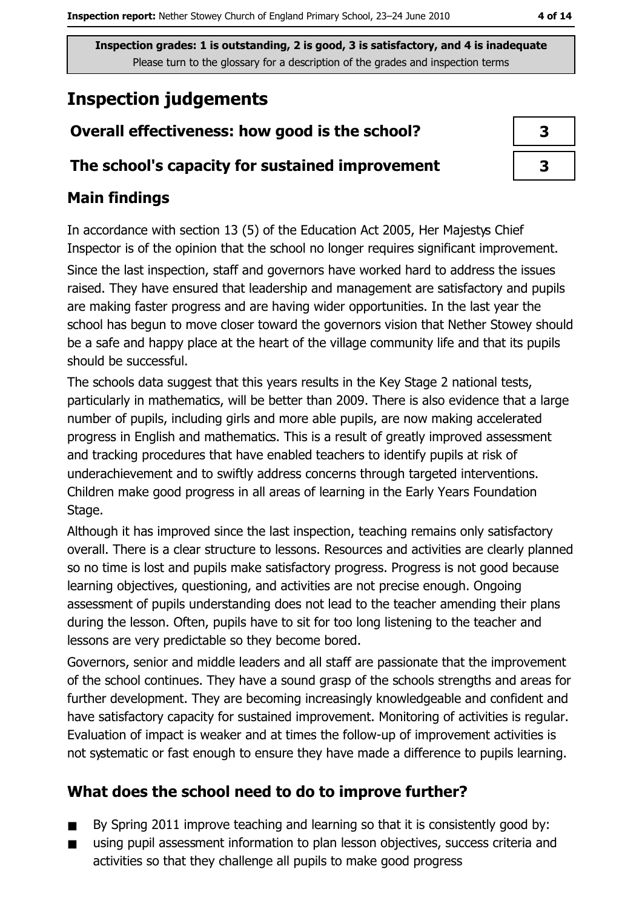**Inspection grades: 1 is outstanding, 2 is good, 3 is satisfactory, and 4 is inadequate**
Please turn to the glossary for a description of the grades and inspection terms

# Inspection judgements

| | |
|---|---|
| **Overall effectiveness: how good is the school?** | **3** |
| **The school's capacity for sustained improvement** | **3** |

## Main findings

In accordance with section 13 (5) of the Education Act 2005, Her Majestys Chief Inspector is of the opinion that the school no longer requires significant improvement.

Since the last inspection, staff and governors have worked hard to address the issues raised. They have ensured that leadership and management are satisfactory and pupils are making faster progress and are having wider opportunities. In the last year the school has begun to move closer toward the governors vision that Nether Stowey should be a safe and happy place at the heart of the village community life and that its pupils should be successful.

The schools data suggest that this years results in the Key Stage 2 national tests, particularly in mathematics, will be better than 2009. There is also evidence that a large number of pupils, including girls and more able pupils, are now making accelerated progress in English and mathematics. This is a result of greatly improved assessment and tracking procedures that have enabled teachers to identify pupils at risk of underachievement and to swiftly address concerns through targeted interventions. Children make good progress in all areas of learning in the Early Years Foundation Stage.

Although it has improved since the last inspection, teaching remains only satisfactory overall. There is a clear structure to lessons. Resources and activities are clearly planned so no time is lost and pupils make satisfactory progress. Progress is not good because learning objectives, questioning, and activities are not precise enough. Ongoing assessment of pupils understanding does not lead to the teacher amending their plans during the lesson. Often, pupils have to sit for too long listening to the teacher and lessons are very predictable so they become bored.

Governors, senior and middle leaders and all staff are passionate that the improvement of the school continues. They have a sound grasp of the schools strengths and areas for further development. They are becoming increasingly knowledgeable and confident and have satisfactory capacity for sustained improvement. Monitoring of activities is regular. Evaluation of impact is weaker and at times the follow-up of improvement activities is not systematic or fast enough to ensure they have made a difference to pupils learning.

## What does the school need to do to improve further?

- By Spring 2011 improve teaching and learning so that it is consistently good by:
- using pupil assessment information to plan lesson objectives, success criteria and activities so that they challenge all pupils to make good progress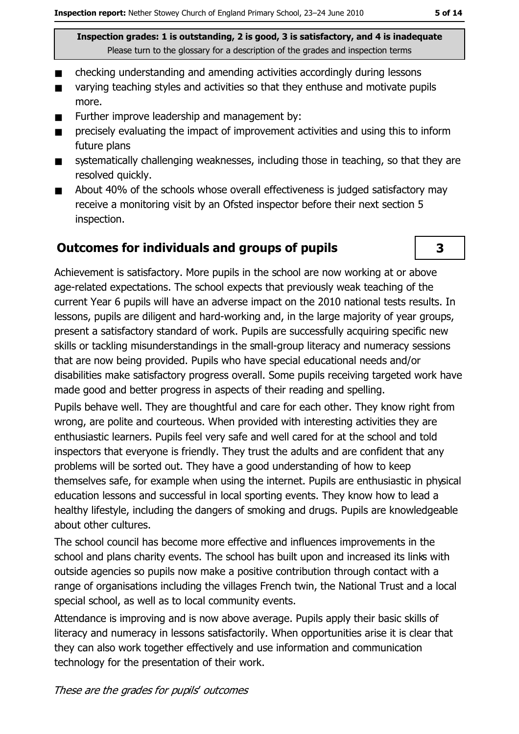Inspection grades: 1 is outstanding, 2 is good, 3 is satisfactory, and 4 is inadequate
Please turn to the glossary for a description of the grades and inspection terms

- checking understanding and amending activities accordingly during lessons
- varying teaching styles and activities so that they enthuse and motivate pupils more.
- Further improve leadership and management by:
- precisely evaluating the impact of improvement activities and using this to inform future plans
- systematically challenging weaknesses, including those in teaching, so that they are resolved quickly.
- About 40% of the schools whose overall effectiveness is judged satisfactory may receive a monitoring visit by an Ofsted inspector before their next section 5 inspection.

## Outcomes for individuals and groups of pupils

**3**

Achievement is satisfactory. More pupils in the school are now working at or above age-related expectations. The school expects that previously weak teaching of the current Year 6 pupils will have an adverse impact on the 2010 national tests results. In lessons, pupils are diligent and hard-working and, in the large majority of year groups, present a satisfactory standard of work. Pupils are successfully acquiring specific new skills or tackling misunderstandings in the small-group literacy and numeracy sessions that are now being provided. Pupils who have special educational needs and/or disabilities make satisfactory progress overall. Some pupils receiving targeted work have made good and better progress in aspects of their reading and spelling.

Pupils behave well. They are thoughtful and care for each other. They know right from wrong, are polite and courteous. When provided with interesting activities they are enthusiastic learners. Pupils feel very safe and well cared for at the school and told inspectors that everyone is friendly. They trust the adults and are confident that any problems will be sorted out. They have a good understanding of how to keep themselves safe, for example when using the internet. Pupils are enthusiastic in physical education lessons and successful in local sporting events. They know how to lead a healthy lifestyle, including the dangers of smoking and drugs. Pupils are knowledgeable about other cultures.

The school council has become more effective and influences improvements in the school and plans charity events. The school has built upon and increased its links with outside agencies so pupils now make a positive contribution through contact with a range of organisations including the villages French twin, the National Trust and a local special school, as well as to local community events.

Attendance is improving and is now above average. Pupils apply their basic skills of literacy and numeracy in lessons satisfactorily. When opportunities arise it is clear that they can also work together effectively and use information and communication technology for the presentation of their work.

*These are the grades for pupils' outcomes*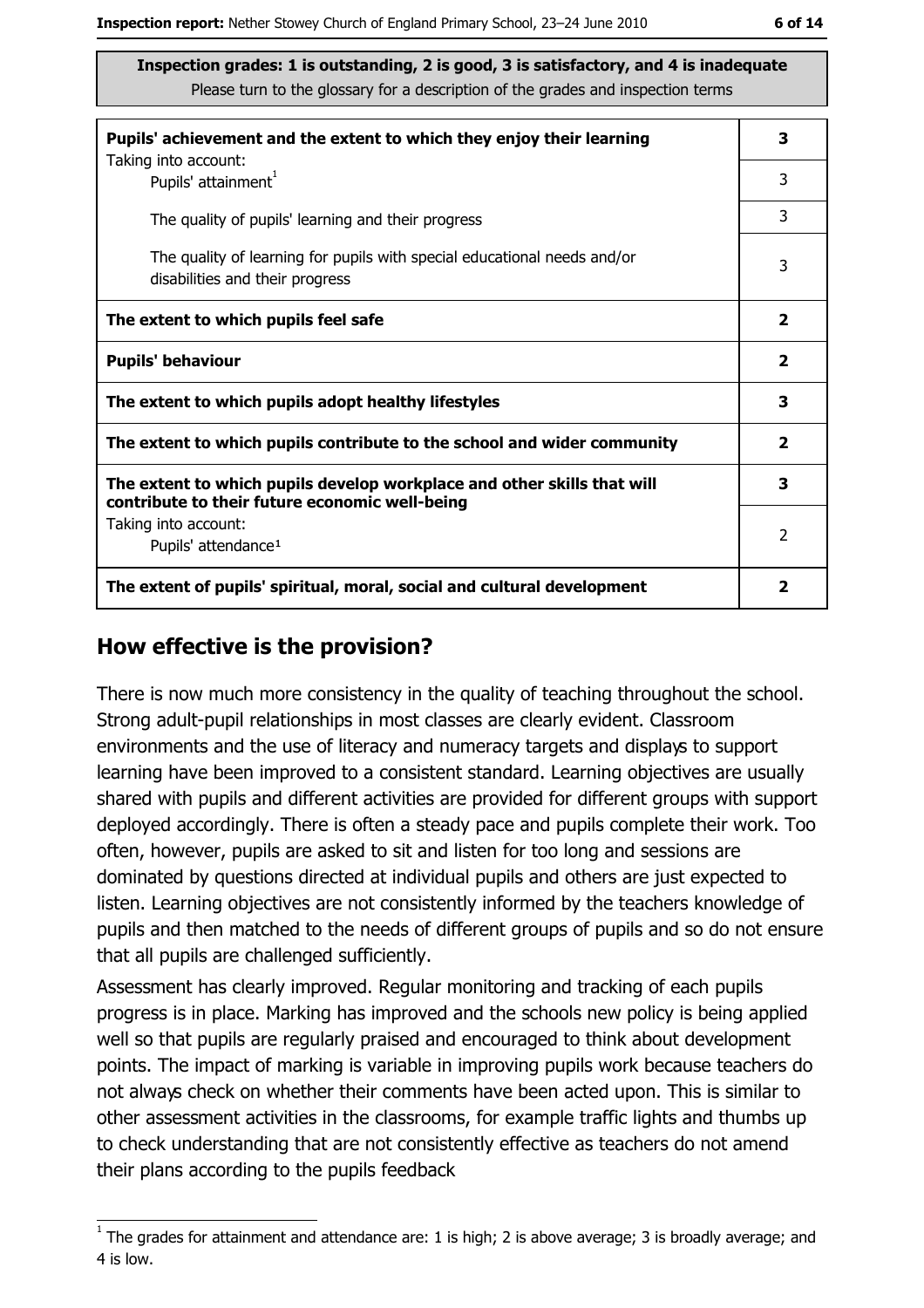**Inspection grades: 1 is outstanding, 2 is good, 3 is satisfactory, and 4 is inadequate**
Please turn to the glossary for a description of the grades and inspection terms

| | |
|---|---|
| **Pupils' achievement and the extent to which they enjoy their learning** | **3** |
| Taking into account: Pupils' attainment[1] | 3 |
| The quality of pupils' learning and their progress | 3 |
| The quality of learning for pupils with special educational needs and/or disabilities and their progress | 3 |
| **The extent to which pupils feel safe** | **2** |
| **Pupils' behaviour** | **2** |
| **The extent to which pupils adopt healthy lifestyles** | **3** |
| **The extent to which pupils contribute to the school and wider community** | **2** |
| **The extent to which pupils develop workplace and other skills that will contribute to their future economic well-being** | **3** |
| Taking into account: Pupils' attendance[1] | 2 |
| **The extent of pupils' spiritual, moral, social and cultural development** | **2** |

## How effective is the provision?

There is now much more consistency in the quality of teaching throughout the school. Strong adult-pupil relationships in most classes are clearly evident. Classroom environments and the use of literacy and numeracy targets and displays to support learning have been improved to a consistent standard. Learning objectives are usually shared with pupils and different activities are provided for different groups with support deployed accordingly. There is often a steady pace and pupils complete their work. Too often, however, pupils are asked to sit and listen for too long and sessions are dominated by questions directed at individual pupils and others are just expected to listen. Learning objectives are not consistently informed by the teachers knowledge of pupils and then matched to the needs of different groups of pupils and so do not ensure that all pupils are challenged sufficiently.

Assessment has clearly improved. Regular monitoring and tracking of each pupils progress is in place. Marking has improved and the schools new policy is being applied well so that pupils are regularly praised and encouraged to think about development points. The impact of marking is variable in improving pupils work because teachers do not always check on whether their comments have been acted upon. This is similar to other assessment activities in the classrooms, for example traffic lights and thumbs up to check understanding that are not consistently effective as teachers do not amend their plans according to the pupils feedback

[1] The grades for attainment and attendance are: 1 is high; 2 is above average; 3 is broadly average; and 4 is low.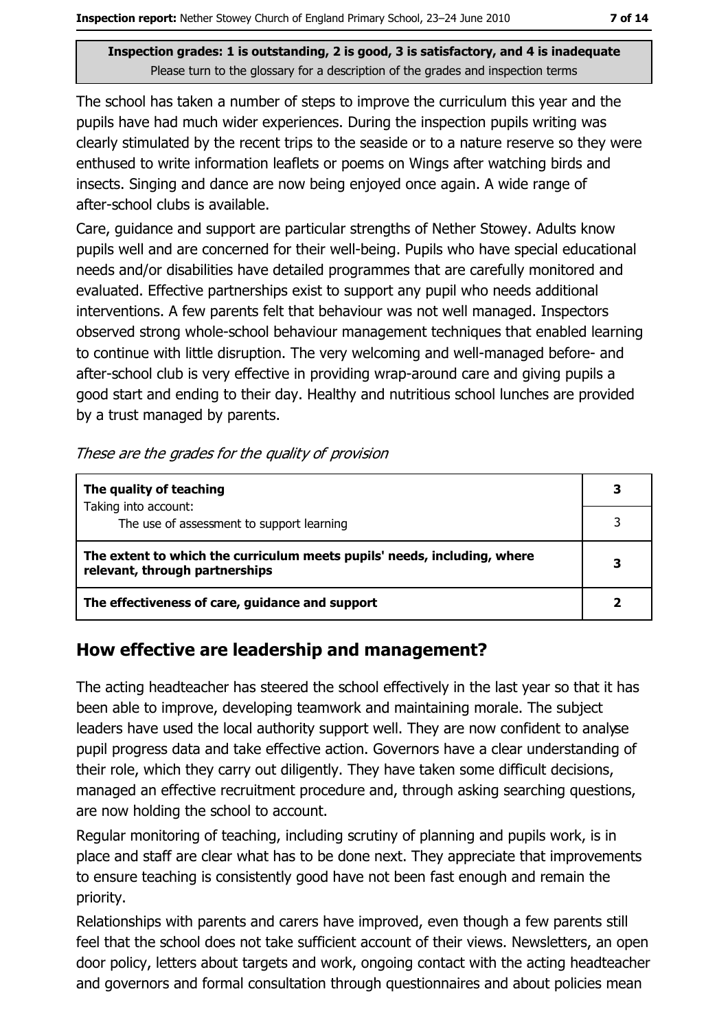**Inspection grades: 1 is outstanding, 2 is good, 3 is satisfactory, and 4 is inadequate**
Please turn to the glossary for a description of the grades and inspection terms

The school has taken a number of steps to improve the curriculum this year and the pupils have had much wider experiences. During the inspection pupils writing was clearly stimulated by the recent trips to the seaside or to a nature reserve so they were enthused to write information leaflets or poems on Wings after watching birds and insects. Singing and dance are now being enjoyed once again. A wide range of after-school clubs is available.

Care, guidance and support are particular strengths of Nether Stowey. Adults know pupils well and are concerned for their well-being. Pupils who have special educational needs and/or disabilities have detailed programmes that are carefully monitored and evaluated. Effective partnerships exist to support any pupil who needs additional interventions. A few parents felt that behaviour was not well managed. Inspectors observed strong whole-school behaviour management techniques that enabled learning to continue with little disruption. The very welcoming and well-managed before- and after-school club is very effective in providing wrap-around care and giving pupils a good start and ending to their day. Healthy and nutritious school lunches are provided by a trust managed by parents.

*These are the grades for the quality of provision*

| | |
|---|---|
| **The quality of teaching**<br>Taking into account:<br>The use of assessment to support learning | **3**<br>3 |
| **The extent to which the curriculum meets pupils' needs, including, where relevant, through partnerships** | **3** |
| **The effectiveness of care, guidance and support** | **2** |

## How effective are leadership and management?

The acting headteacher has steered the school effectively in the last year so that it has been able to improve, developing teamwork and maintaining morale. The subject leaders have used the local authority support well. They are now confident to analyse pupil progress data and take effective action. Governors have a clear understanding of their role, which they carry out diligently. They have taken some difficult decisions, managed an effective recruitment procedure and, through asking searching questions, are now holding the school to account.

Regular monitoring of teaching, including scrutiny of planning and pupils work, is in place and staff are clear what has to be done next. They appreciate that improvements to ensure teaching is consistently good have not been fast enough and remain the priority.

Relationships with parents and carers have improved, even though a few parents still feel that the school does not take sufficient account of their views. Newsletters, an open door policy, letters about targets and work, ongoing contact with the acting headteacher and governors and formal consultation through questionnaires and about policies mean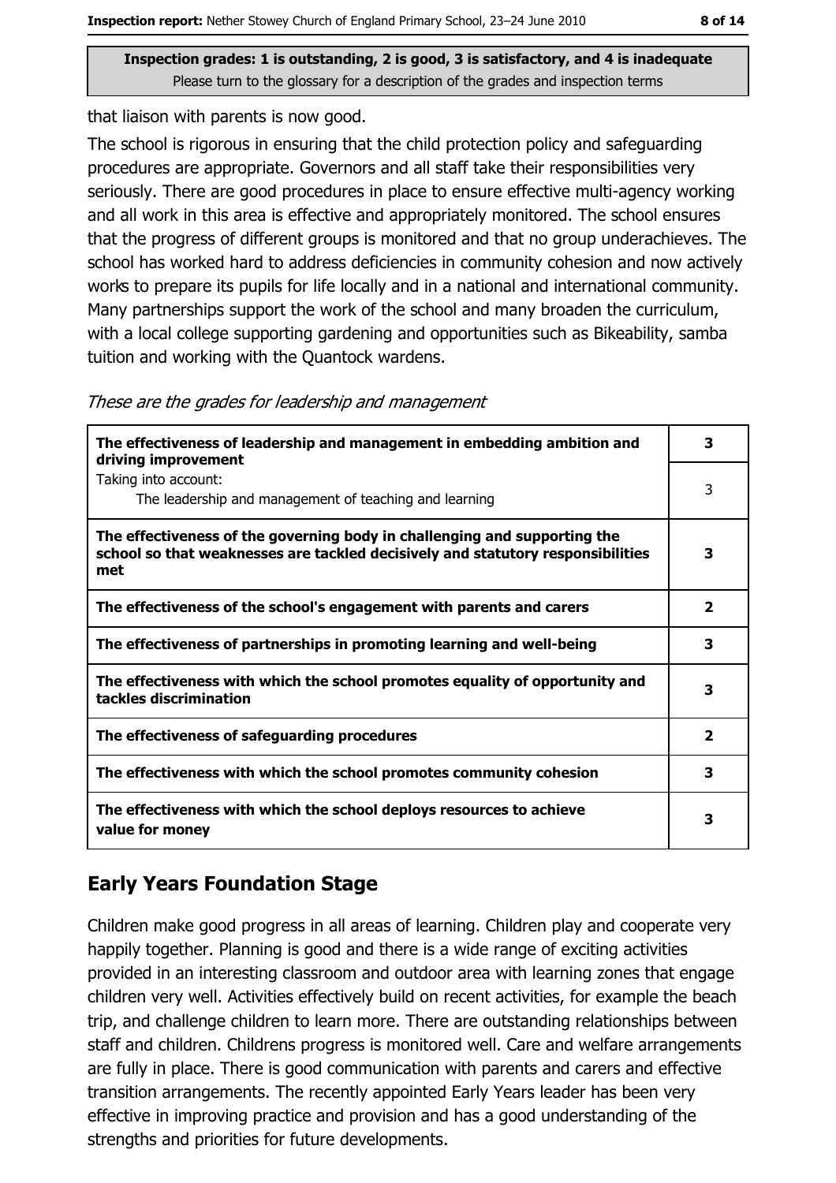**Inspection grades: 1 is outstanding, 2 is good, 3 is satisfactory, and 4 is inadequate**
Please turn to the glossary for a description of the grades and inspection terms

that liaison with parents is now good.

The school is rigorous in ensuring that the child protection policy and safeguarding procedures are appropriate. Governors and all staff take their responsibilities very seriously. There are good procedures in place to ensure effective multi-agency working and all work in this area is effective and appropriately monitored. The school ensures that the progress of different groups is monitored and that no group underachieves. The school has worked hard to address deficiencies in community cohesion and now actively works to prepare its pupils for life locally and in a national and international community. Many partnerships support the work of the school and many broaden the curriculum, with a local college supporting gardening and opportunities such as Bikeability, samba tuition and working with the Quantock wardens.

*These are the grades for leadership and management*

| | |
|---|---|
| **The effectiveness of leadership and management in embedding ambition and driving improvement** | **3** |
| Taking into account: The leadership and management of teaching and learning | 3 |
| **The effectiveness of the governing body in challenging and supporting the school so that weaknesses are tackled decisively and statutory responsibilities met** | **3** |
| **The effectiveness of the school's engagement with parents and carers** | **2** |
| **The effectiveness of partnerships in promoting learning and well-being** | **3** |
| **The effectiveness with which the school promotes equality of opportunity and tackles discrimination** | **3** |
| **The effectiveness of safeguarding procedures** | **2** |
| **The effectiveness with which the school promotes community cohesion** | **3** |
| **The effectiveness with which the school deploys resources to achieve value for money** | **3** |

## Early Years Foundation Stage

Children make good progress in all areas of learning. Children play and cooperate very happily together. Planning is good and there is a wide range of exciting activities provided in an interesting classroom and outdoor area with learning zones that engage children very well. Activities effectively build on recent activities, for example the beach trip, and challenge children to learn more. There are outstanding relationships between staff and children. Childrens progress is monitored well. Care and welfare arrangements are fully in place. There is good communication with parents and carers and effective transition arrangements. The recently appointed Early Years leader has been very effective in improving practice and provision and has a good understanding of the strengths and priorities for future developments.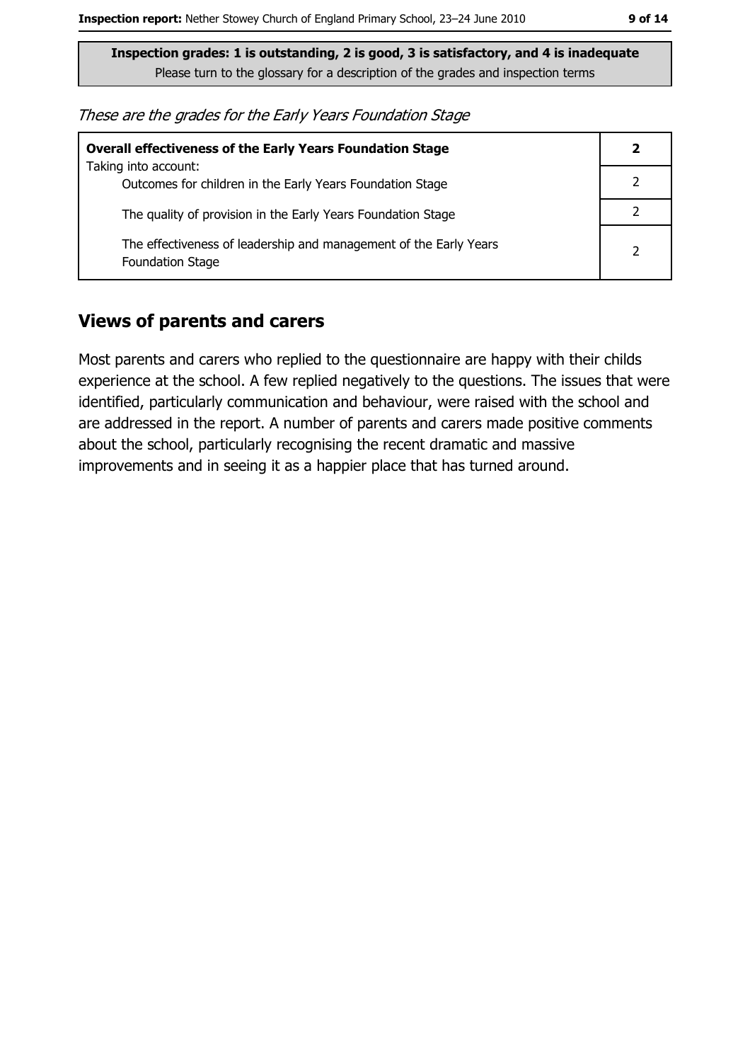**Inspection grades: 1 is outstanding, 2 is good, 3 is satisfactory, and 4 is inadequate**
Please turn to the glossary for a description of the grades and inspection terms

*These are the grades for the Early Years Foundation Stage*

| | |
|---|---|
| **Overall effectiveness of the Early Years Foundation Stage**<br>Taking into account: | **2** |
| Outcomes for children in the Early Years Foundation Stage | 2 |
| The quality of provision in the Early Years Foundation Stage | 2 |
| The effectiveness of leadership and management of the Early Years Foundation Stage | 2 |

## Views of parents and carers

Most parents and carers who replied to the questionnaire are happy with their childs experience at the school. A few replied negatively to the questions. The issues that were identified, particularly communication and behaviour, were raised with the school and are addressed in the report. A number of parents and carers made positive comments about the school, particularly recognising the recent dramatic and massive improvements and in seeing it as a happier place that has turned around.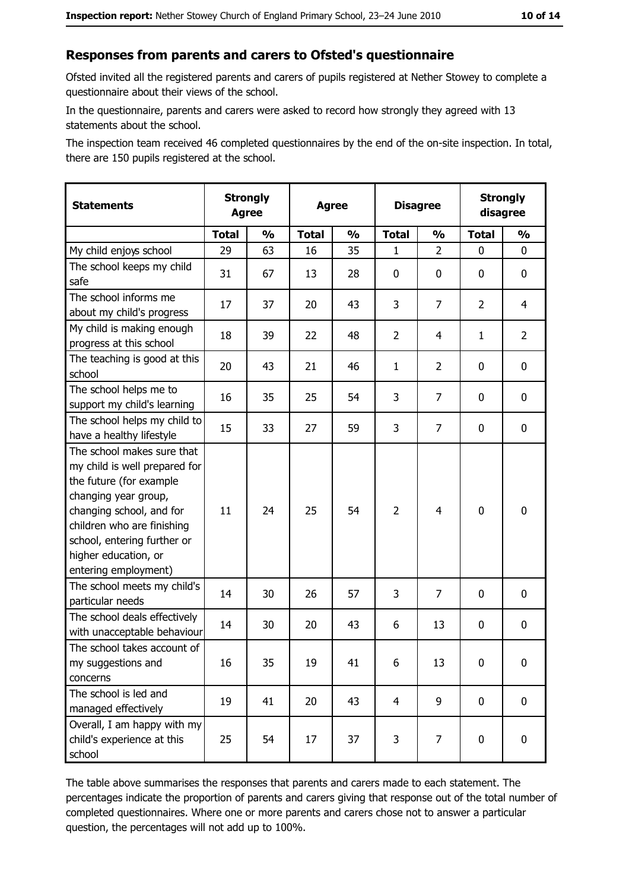## Responses from parents and carers to Ofsted's questionnaire

Ofsted invited all the registered parents and carers of pupils registered at Nether Stowey to complete a questionnaire about their views of the school.

In the questionnaire, parents and carers were asked to record how strongly they agreed with 13 statements about the school.

The inspection team received 46 completed questionnaires by the end of the on-site inspection. In total, there are 150 pupils registered at the school.

| Statements | Strongly Agree | | Agree | | Disagree | | Strongly disagree | |
|---|---|---|---|---|---|---|---|---|
| | Total | % | Total | % | Total | % | Total | % |
| My child enjoys school | 29 | 63 | 16 | 35 | 1 | 2 | 0 | 0 |
| The school keeps my child safe | 31 | 67 | 13 | 28 | 0 | 0 | 0 | 0 |
| The school informs me about my child's progress | 17 | 37 | 20 | 43 | 3 | 7 | 2 | 4 |
| My child is making enough progress at this school | 18 | 39 | 22 | 48 | 2 | 4 | 1 | 2 |
| The teaching is good at this school | 20 | 43 | 21 | 46 | 1 | 2 | 0 | 0 |
| The school helps me to support my child's learning | 16 | 35 | 25 | 54 | 3 | 7 | 0 | 0 |
| The school helps my child to have a healthy lifestyle | 15 | 33 | 27 | 59 | 3 | 7 | 0 | 0 |
| The school makes sure that my child is well prepared for the future (for example changing year group, changing school, and for children who are finishing school, entering further or higher education, or entering employment) | 11 | 24 | 25 | 54 | 2 | 4 | 0 | 0 |
| The school meets my child's particular needs | 14 | 30 | 26 | 57 | 3 | 7 | 0 | 0 |
| The school deals effectively with unacceptable behaviour | 14 | 30 | 20 | 43 | 6 | 13 | 0 | 0 |
| The school takes account of my suggestions and concerns | 16 | 35 | 19 | 41 | 6 | 13 | 0 | 0 |
| The school is led and managed effectively | 19 | 41 | 20 | 43 | 4 | 9 | 0 | 0 |
| Overall, I am happy with my child's experience at this school | 25 | 54 | 17 | 37 | 3 | 7 | 0 | 0 |

The table above summarises the responses that parents and carers made to each statement. The percentages indicate the proportion of parents and carers giving that response out of the total number of completed questionnaires. Where one or more parents and carers chose not to answer a particular question, the percentages will not add up to 100%.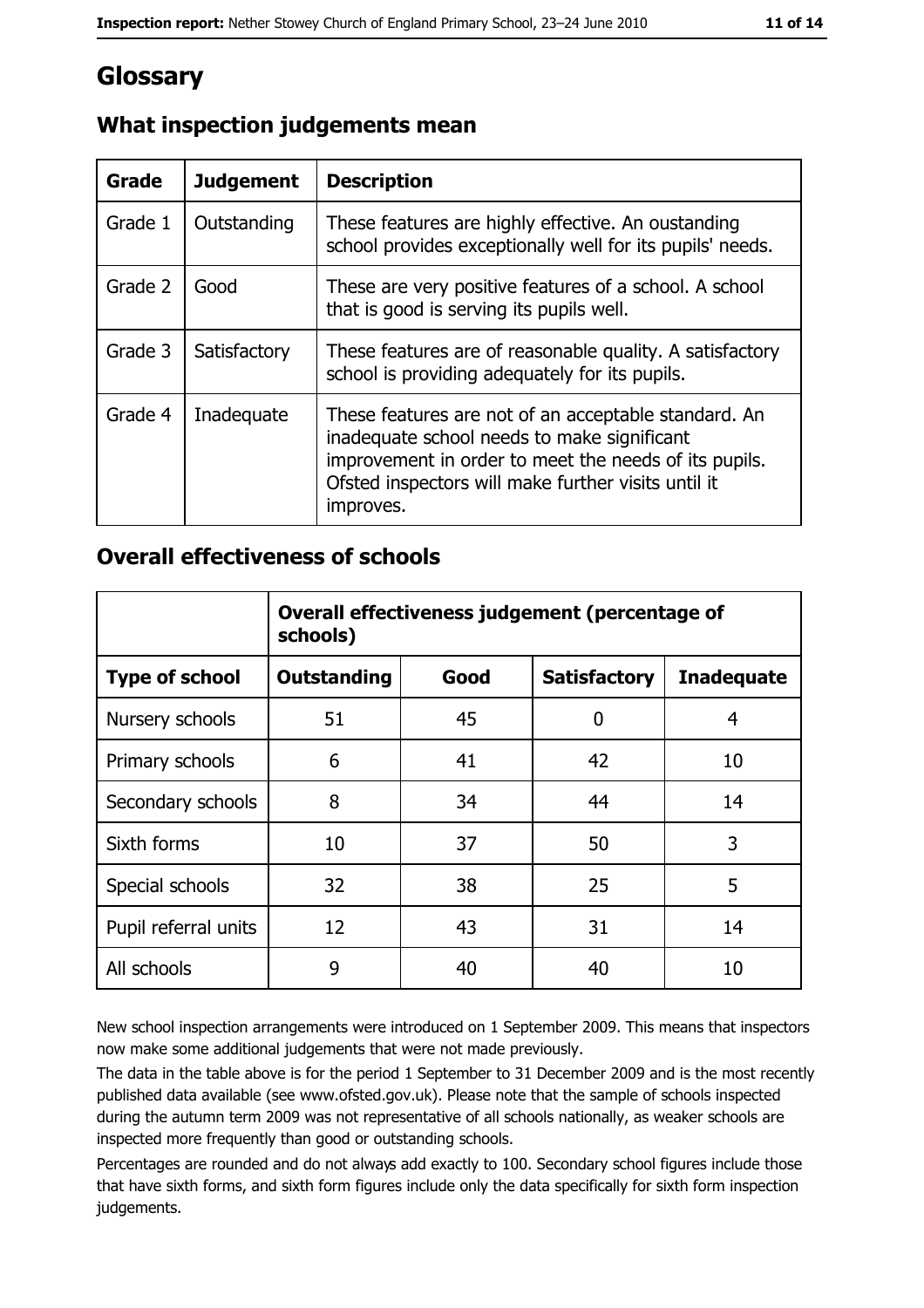# Glossary

## What inspection judgements mean

| Grade | Judgement | Description |
| --- | --- | --- |
| Grade 1 | Outstanding | These features are highly effective. An oustanding school provides exceptionally well for its pupils' needs. |
| Grade 2 | Good | These are very positive features of a school. A school that is good is serving its pupils well. |
| Grade 3 | Satisfactory | These features are of reasonable quality. A satisfactory school is providing adequately for its pupils. |
| Grade 4 | Inadequate | These features are not of an acceptable standard. An inadequate school needs to make significant improvement in order to meet the needs of its pupils. Ofsted inspectors will make further visits until it improves. |

## Overall effectiveness of schools

| | Overall effectiveness judgement (percentage of schools) | | | |
| --- | --- | --- | --- | --- |
| **Type of school** | **Outstanding** | **Good** | **Satisfactory** | **Inadequate** |
| Nursery schools | 51 | 45 | 0 | 4 |
| Primary schools | 6 | 41 | 42 | 10 |
| Secondary schools | 8 | 34 | 44 | 14 |
| Sixth forms | 10 | 37 | 50 | 3 |
| Special schools | 32 | 38 | 25 | 5 |
| Pupil referral units | 12 | 43 | 31 | 14 |
| All schools | 9 | 40 | 40 | 10 |

New school inspection arrangements were introduced on 1 September 2009. This means that inspectors now make some additional judgements that were not made previously.

The data in the table above is for the period 1 September to 31 December 2009 and is the most recently published data available (see www.ofsted.gov.uk). Please note that the sample of schools inspected during the autumn term 2009 was not representative of all schools nationally, as weaker schools are inspected more frequently than good or outstanding schools.

Percentages are rounded and do not always add exactly to 100. Secondary school figures include those that have sixth forms, and sixth form figures include only the data specifically for sixth form inspection judgements.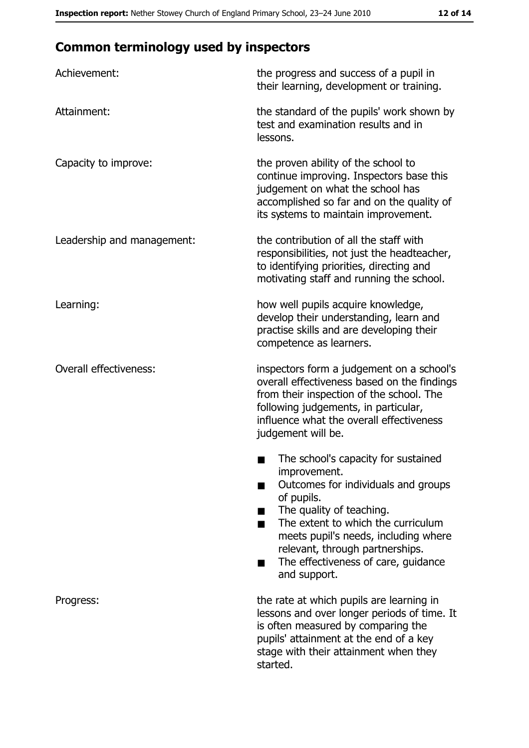## Common terminology used by inspectors

| | |
|---|---|
| Achievement: | the progress and success of a pupil in their learning, development or training. |
| Attainment: | the standard of the pupils' work shown by test and examination results and in lessons. |
| Capacity to improve: | the proven ability of the school to continue improving. Inspectors base this judgement on what the school has accomplished so far and on the quality of its systems to maintain improvement. |
| Leadership and management: | the contribution of all the staff with responsibilities, not just the headteacher, to identifying priorities, directing and motivating staff and running the school. |
| Learning: | how well pupils acquire knowledge, develop their understanding, learn and practise skills and are developing their competence as learners. |
| Overall effectiveness: | inspectors form a judgement on a school's overall effectiveness based on the findings from their inspection of the school. The following judgements, in particular, influence what the overall effectiveness judgement will be. <br>■ The school's capacity for sustained improvement.<br>■ Outcomes for individuals and groups of pupils.<br>■ The quality of teaching.<br>■ The extent to which the curriculum meets pupil's needs, including where relevant, through partnerships.<br>■ The effectiveness of care, guidance and support. |
| Progress: | the rate at which pupils are learning in lessons and over longer periods of time. It is often measured by comparing the pupils' attainment at the end of a key stage with their attainment when they started. |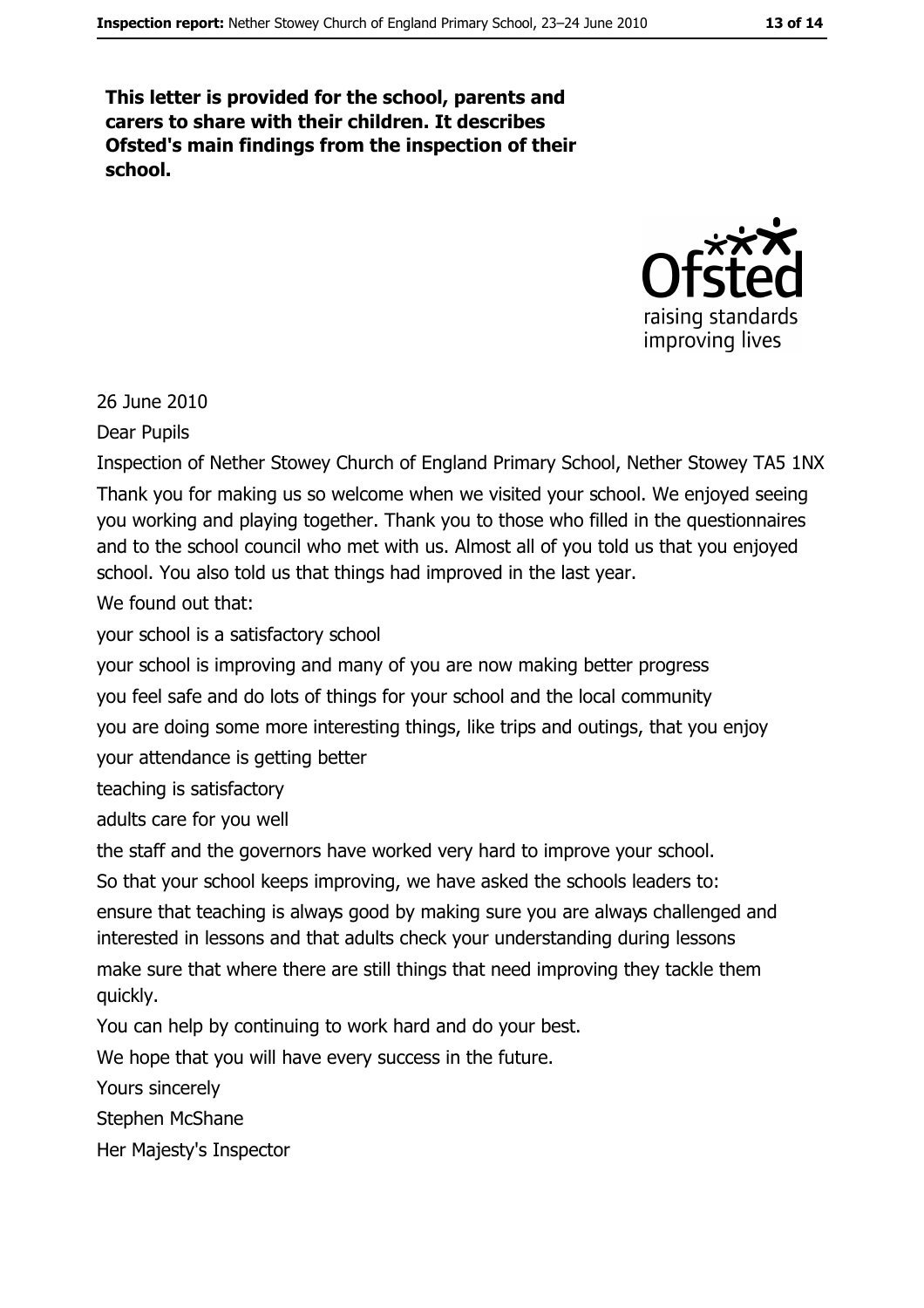**This letter is provided for the school, parents and carers to share with their children. It describes Ofsted's main findings from the inspection of their school.**

Ofsted
raising standards
improving lives

26 June 2010

Dear Pupils

Inspection of Nether Stowey Church of England Primary School, Nether Stowey TA5 1NX

Thank you for making us so welcome when we visited your school. We enjoyed seeing you working and playing together. Thank you to those who filled in the questionnaires and to the school council who met with us. Almost all of you told us that you enjoyed school. You also told us that things had improved in the last year.

We found out that:

- your school is a satisfactory school
- your school is improving and many of you are now making better progress
- you feel safe and do lots of things for your school and the local community
- you are doing some more interesting things, like trips and outings, that you enjoy
- your attendance is getting better
- teaching is satisfactory
- adults care for you well
- the staff and the governors have worked very hard to improve your school.

So that your school keeps improving, we have asked the schools leaders to:

- ensure that teaching is always good by making sure you are always challenged and interested in lessons and that adults check your understanding during lessons
- make sure that where there are still things that need improving they tackle them quickly.

You can help by continuing to work hard and do your best.

We hope that you will have every success in the future.

Yours sincerely

Stephen McShane

Her Majesty's Inspector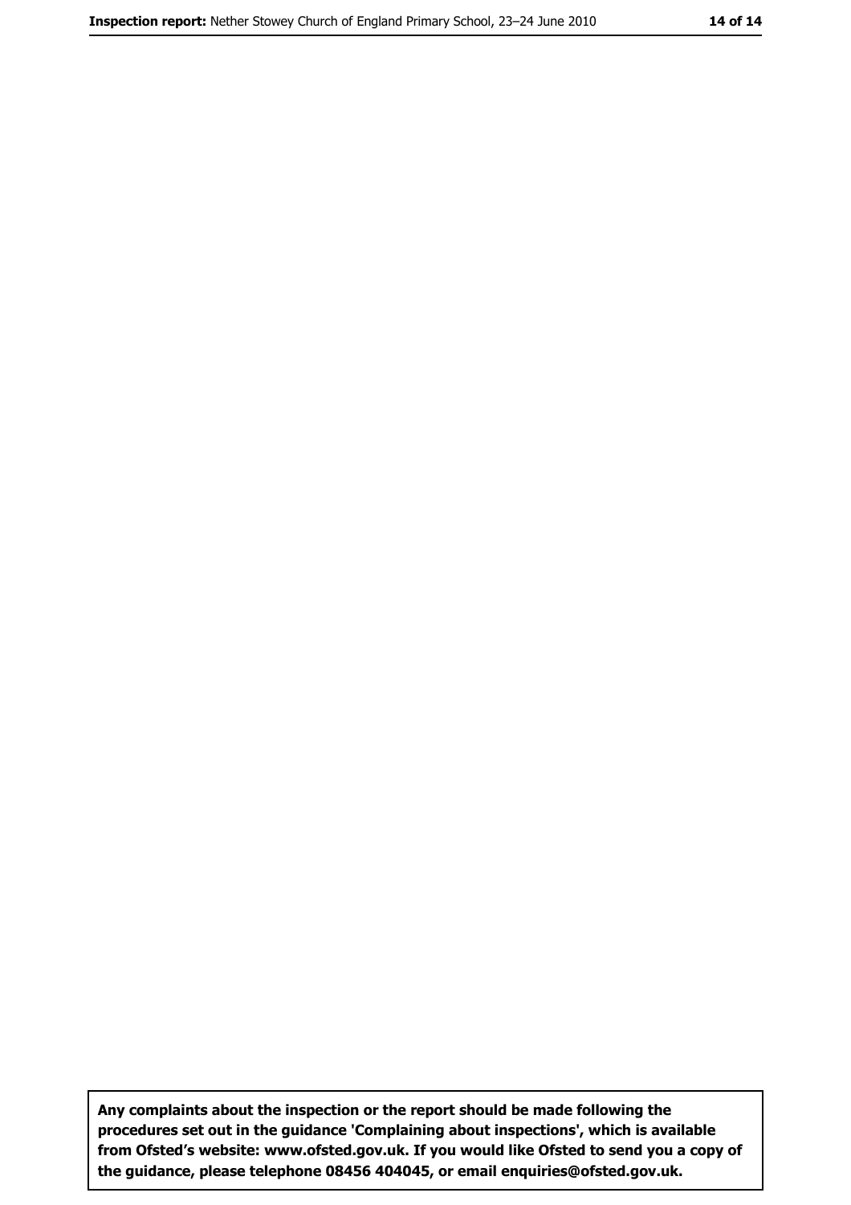**Any complaints about the inspection or the report should be made following the procedures set out in the guidance 'Complaining about inspections', which is available from Ofsted's website: www.ofsted.gov.uk. If you would like Ofsted to send you a copy of the guidance, please telephone 08456 404045, or email enquiries@ofsted.gov.uk.**